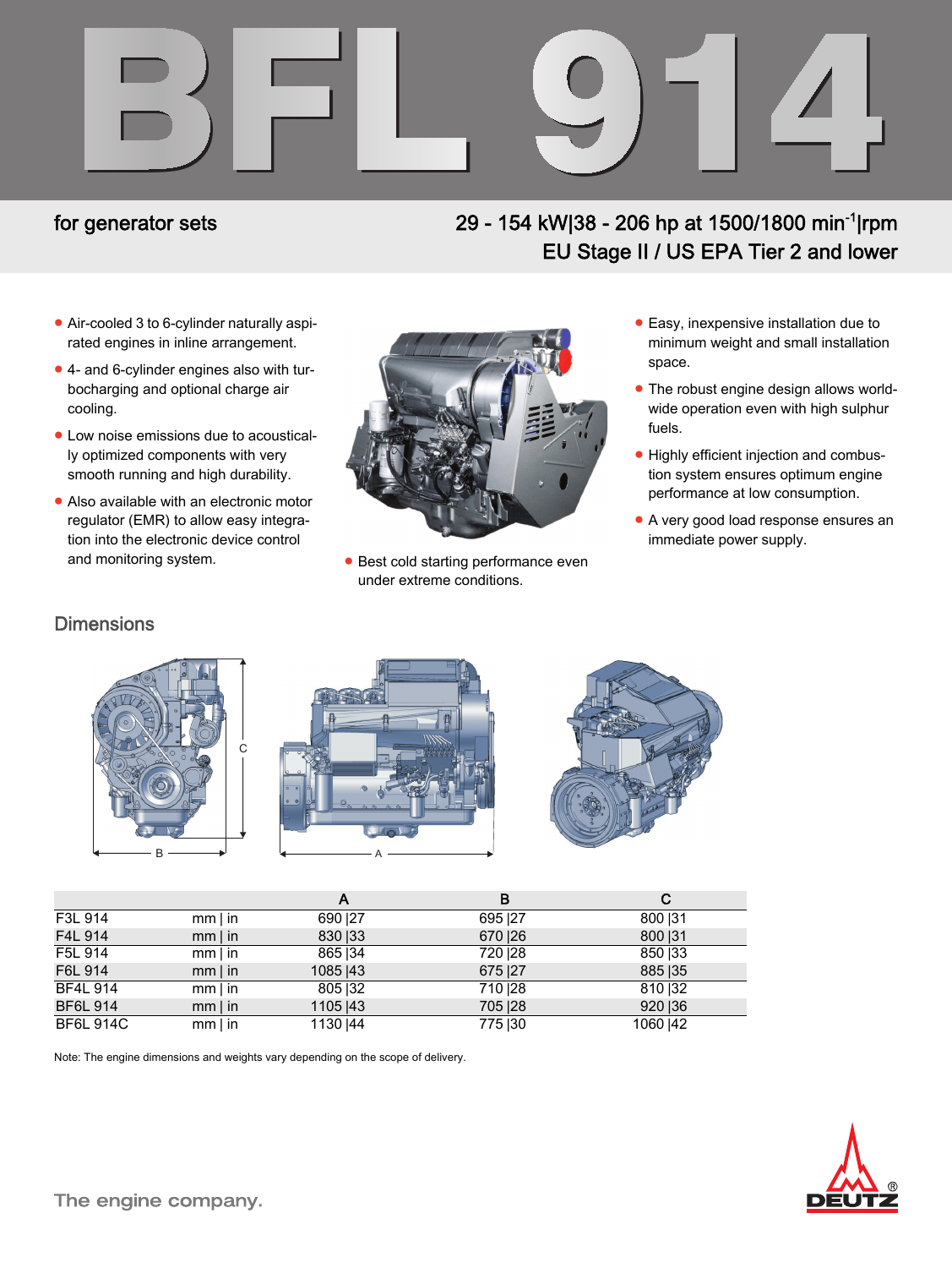# BFL 914

for generator sets

29 - 154 kW|38 - 206 hp at 1500/1800 $min^{-1}$|rpm
EU Stage II / US EPA Tier 2 and lower

- Air-cooled 3 to 6-cylinder naturally aspirated engines in inline arrangement.
- 4- and 6-cylinder engines also with turbocharging and optional charge air cooling.
- Low noise emissions due to acoustically optimized components with very smooth running and high durability.
- Also available with an electronic motor regulator (EMR) to allow easy integration into the electronic device control and monitoring system.
- Best cold starting performance even under extreme conditions.
- Easy, inexpensive installation due to minimum weight and small installation space.
- The robust engine design allows worldwide operation even with high sulphur fuels.
- Highly efficient injection and combustion system ensures optimum engine performance at low consumption.
- A very good load response ensures an immediate power supply.

## Dimensions

| | | A | B | C |
|---|---|---|---|---|
| F3L 914 | mm \| in | 690 \|27 | 695 \|27 | 800 \|31 |
| F4L 914 | mm \| in | 830 \|33 | 670 \|26 | 800 \|31 |
| F5L 914 | mm \| in | 865 \|34 | 720 \|28 | 850 \|33 |
| F6L 914 | mm \| in | 1085 \|43 | 675 \|27 | 885 \|35 |
| BF4L 914 | mm \| in | 805 \|32 | 710 \|28 | 810 \|32 |
| BF6L 914 | mm \| in | 1105 \|43 | 705 \|28 | 920 \|36 |
| BF6L 914C | mm \| in | 1130 \|44 | 775 \|30 | 1060 \|42 |

Note: The engine dimensions and weights vary depending on the scope of delivery.

The engine company.

DEUTZ®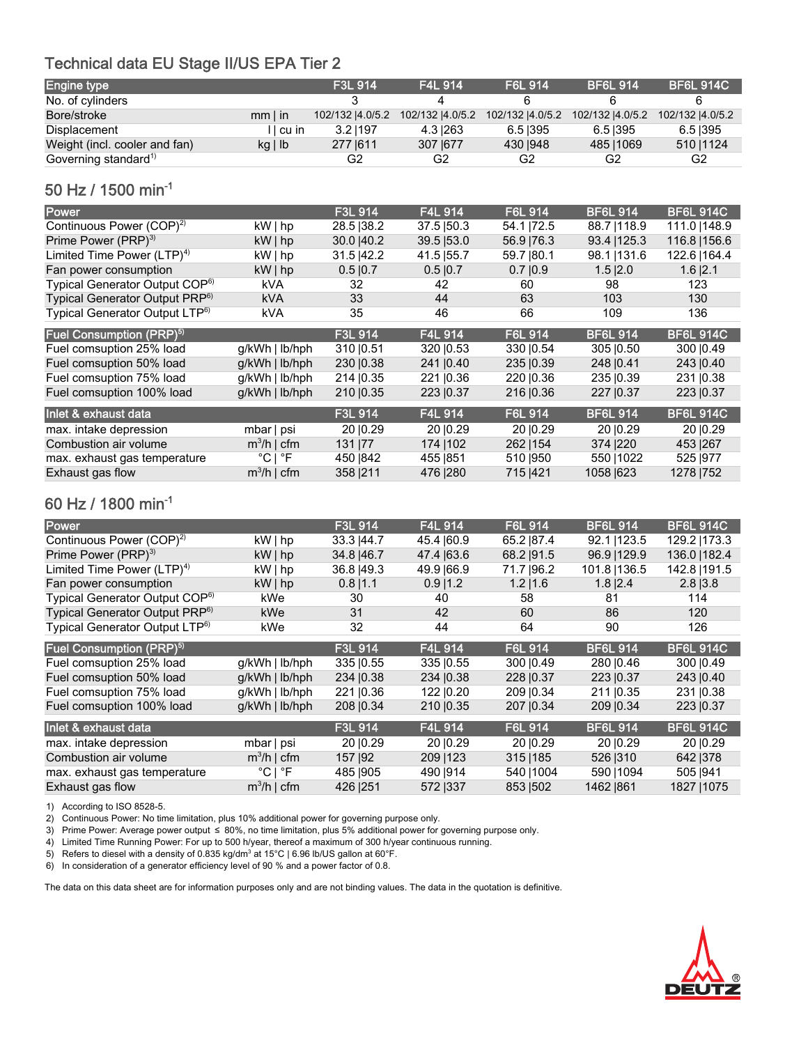## Technical data EU Stage II/US EPA Tier 2

| Engine type | | F3L 914 | F4L 914 | F6L 914 | BF6L 914 | BF6L 914C |
|---|---|---|---|---|---|---|
| No. of cylinders | | 3 | 4 | 6 | 6 | 6 |
| Bore/stroke | mm \| in | 102/132 \|4.0/5.2 | 102/132 \|4.0/5.2 | 102/132 \|4.0/5.2 | 102/132 \|4.0/5.2 | 102/132 \|4.0/5.2 |
| Displacement | l \| cu in | 3.2 \|197 | 4.3 \|263 | 6.5 \|395 | 6.5 \|395 | 6.5 \|395 |
| Weight (incl. cooler and fan) | kg \| lb | 277 \|611 | 307 \|677 | 430 \|948 | 485 \|1069 | 510 \|1124 |
| Governing standard[1] | | G2 | G2 | G2 | G2 | G2 |

## 50 Hz / 1500 min$^{-1}$

| Power | | F3L 914 | F4L 914 | F6L 914 | BF6L 914 | BF6L 914C |
|---|---|---|---|---|---|---|
| Continuous Power (COP)[2] | kW \| hp | 28.5 \|38.2 | 37.5 \|50.3 | 54.1 \|72.5 | 88.7 \|118.9 | 111.0 \|148.9 |
| Prime Power (PRP)[3] | kW \| hp | 30.0 \|40.2 | 39.5 \|53.0 | 56.9 \|76.3 | 93.4 \|125.3 | 116.8 \|156.6 |
| Limited Time Power (LTP)[4] | kW \| hp | 31.5 \|42.2 | 41.5 \|55.7 | 59.7 \|80.1 | 98.1 \|131.6 | 122.6 \|164.4 |
| Fan power consumption | kW \| hp | 0.5 \|0.7 | 0.5 \|0.7 | 0.7 \|0.9 | 1.5 \|2.0 | 1.6 \|2.1 |
| Typical Generator Output COP[6] | kVA | 32 | 42 | 60 | 98 | 123 |
| Typical Generator Output PRP[6] | kVA | 33 | 44 | 63 | 103 | 130 |
| Typical Generator Output LTP[6] | kVA | 35 | 46 | 66 | 109 | 136 |
| **Fuel Consumption (PRP)[5]** | | **F3L 914** | **F4L 914** | **F6L 914** | **BF6L 914** | **BF6L 914C** |
| Fuel comsuption 25% load | g/kWh \| lb/hph | 310 \|0.51 | 320 \|0.53 | 330 \|0.54 | 305 \|0.50 | 300 \|0.49 |
| Fuel comsuption 50% load | g/kWh \| lb/hph | 230 \|0.38 | 241 \|0.40 | 235 \|0.39 | 248 \|0.41 | 243 \|0.40 |
| Fuel comsuption 75% load | g/kWh \| lb/hph | 214 \|0.35 | 221 \|0.36 | 220 \|0.36 | 235 \|0.39 | 231 \|0.38 |
| Fuel comsuption 100% load | g/kWh \| lb/hph | 210 \|0.35 | 223 \|0.37 | 216 \|0.36 | 227 \|0.37 | 223 \|0.37 |
| **Inlet & exhaust data** | | **F3L 914** | **F4L 914** | **F6L 914** | **BF6L 914** | **BF6L 914C** |
| max. intake depression | mbar \| psi | 20 \|0.29 | 20 \|0.29 | 20 \|0.29 | 20 \|0.29 | 20 \|0.29 |
| Combustion air volume | m$^3$/h \| cfm | 131 \|77 | 174 \|102 | 262 \|154 | 374 \|220 | 453 \|267 |
| max. exhaust gas temperature | °C \| °F | 450 \|842 | 455 \|851 | 510 \|950 | 550 \|1022 | 525 \|977 |
| Exhaust gas flow | m$^3$/h \| cfm | 358 \|211 | 476 \|280 | 715 \|421 | 1058 \|623 | 1278 \|752 |

## 60 Hz / 1800 min$^{-1}$

| Power | | F3L 914 | F4L 914 | F6L 914 | BF6L 914 | BF6L 914C |
|---|---|---|---|---|---|---|
| Continuous Power (COP)[2] | kW \| hp | 33.3 \|44.7 | 45.4 \|60.9 | 65.2 \|87.4 | 92.1 \|123.5 | 129.2 \|173.3 |
| Prime Power (PRP)[3] | kW \| hp | 34.8 \|46.7 | 47.4 \|63.6 | 68.2 \|91.5 | 96.9 \|129.9 | 136.0 \|182.4 |
| Limited Time Power (LTP)[4] | kW \| hp | 36.8 \|49.3 | 49.9 \|66.9 | 71.7 \|96.2 | 101.8 \|136.5 | 142.8 \|191.5 |
| Fan power consumption | kW \| hp | 0.8 \|1.1 | 0.9 \|1.2 | 1.2 \|1.6 | 1.8 \|2.4 | 2.8 \|3.8 |
| Typical Generator Output COP[6] | kWe | 30 | 40 | 58 | 81 | 114 |
| Typical Generator Output PRP[6] | kWe | 31 | 42 | 60 | 86 | 120 |
| Typical Generator Output LTP[6] | kWe | 32 | 44 | 64 | 90 | 126 |
| **Fuel Consumption (PRP)[5]** | | **F3L 914** | **F4L 914** | **F6L 914** | **BF6L 914** | **BF6L 914C** |
| Fuel comsuption 25% load | g/kWh \| lb/hph | 335 \|0.55 | 335 \|0.55 | 300 \|0.49 | 280 \|0.46 | 300 \|0.49 |
| Fuel comsuption 50% load | g/kWh \| lb/hph | 234 \|0.38 | 234 \|0.38 | 228 \|0.37 | 223 \|0.37 | 243 \|0.40 |
| Fuel comsuption 75% load | g/kWh \| lb/hph | 221 \|0.36 | 122 \|0.20 | 209 \|0.34 | 211 \|0.35 | 231 \|0.38 |
| Fuel comsuption 100% load | g/kWh \| lb/hph | 208 \|0.34 | 210 \|0.35 | 207 \|0.34 | 209 \|0.34 | 223 \|0.37 |
| **Inlet & exhaust data** | | **F3L 914** | **F4L 914** | **F6L 914** | **BF6L 914** | **BF6L 914C** |
| max. intake depression | mbar \| psi | 20 \|0.29 | 20 \|0.29 | 20 \|0.29 | 20 \|0.29 | 20 \|0.29 |
| Combustion air volume | m$^3$/h \| cfm | 157 \|92 | 209 \|123 | 315 \|185 | 526 \|310 | 642 \|378 |
| max. exhaust gas temperature | °C \| °F | 485 \|905 | 490 \|914 | 540 \|1004 | 590 \|1094 | 505 \|941 |
| Exhaust gas flow | m$^3$/h \| cfm | 426 \|251 | 572 \|337 | 853 \|502 | 1462 \|861 | 1827 \|1075 |

1) According to ISO 8528-5.
2) Continuous Power: No time limitation, plus 10% additional power for governing purpose only.
3) Prime Power: Average power output ≤ 80%, no time limitation, plus 5% additional power for governing purpose only.
4) Limited Time Running Power: For up to 500 h/year, thereof a maximum of 300 h/year continuous running.
5) Refers to diesel with a density of 0.835 kg/dm$^3$ at 15°C | 6.96 lb/US gallon at 60°F.
6) In consideration of a generator efficiency level of 90 % and a power factor of 0.8.

The data on this data sheet are for information purposes only and are not binding values. The data in the quotation is definitive.

DEUTZ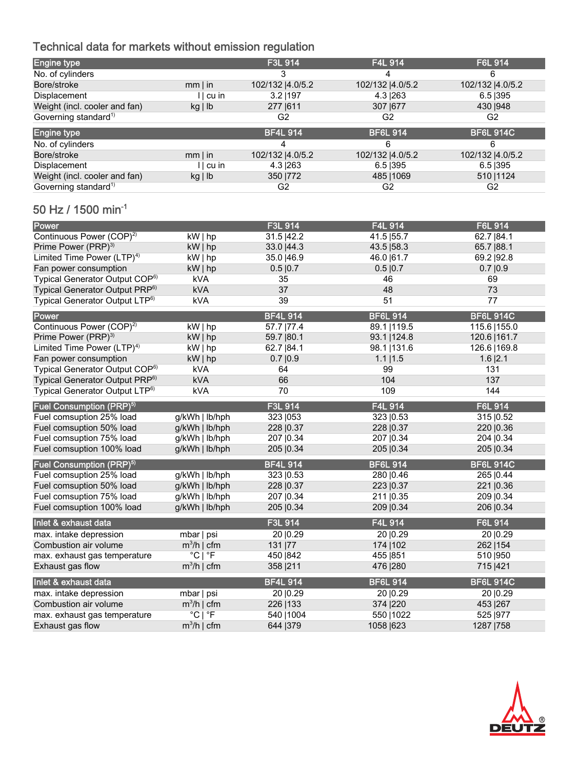## Technical data for markets without emission regulation

| Engine type | | F3L 914 | F4L 914 | F6L 914 |
|---|---|---|---|---|
| No. of cylinders | | 3 | 4 | 6 |
| Bore/stroke | mm \| in | 102/132 \|4.0/5.2 | 102/132 \|4.0/5.2 | 102/132 \|4.0/5.2 |
| Displacement | l \| cu in | 3.2 \|197 | 4.3 \|263 | 6.5 \|395 |
| Weight (incl. cooler and fan) | kg \| lb | 277 \|611 | 307 \|677 | 430 \|948 |
| Governing standard[1] | | G2 | G2 | G2 |

| Engine type | | BF4L 914 | BF6L 914 | BF6L 914C |
|---|---|---|---|---|
| No. of cylinders | | 4 | 6 | 6 |
| Bore/stroke | mm \| in | 102/132 \|4.0/5.2 | 102/132 \|4.0/5.2 | 102/132 \|4.0/5.2 |
| Displacement | l \| cu in | 4.3 \|263 | 6.5 \|395 | 6.5 \|395 |
| Weight (incl. cooler and fan) | kg \| lb | 350 \|772 | 485 \|1069 | 510 \|1124 |
| Governing standard[1] | | G2 | G2 | G2 |

## 50 Hz / 1500 min$^{-1}$

| Power | | F3L 914 | F4L 914 | F6L 914 |
|---|---|---|---|---|
| Continuous Power (COP)[2] | kW \| hp | 31.5 \|42.2 | 41.5 \|55.7 | 62.7 \|84.1 |
| Prime Power (PRP)[3] | kW \| hp | 33.0 \|44.3 | 43.5 \|58.3 | 65.7 \|88.1 |
| Limited Time Power (LTP)[4] | kW \| hp | 35.0 \|46.9 | 46.0 \|61.7 | 69.2 \|92.8 |
| Fan power consumption | kW \| hp | 0.5 \|0.7 | 0.5 \|0.7 | 0.7 \|0.9 |
| Typical Generator Output COP[6] | kVA | 35 | 46 | 69 |
| Typical Generator Output PRP[6] | kVA | 37 | 48 | 73 |
| Typical Generator Output LTP[6] | kVA | 39 | 51 | 77 |

| Power | | BF4L 914 | BF6L 914 | BF6L 914C |
|---|---|---|---|---|
| Continuous Power (COP)[2] | kW \| hp | 57.7 \|77.4 | 89.1 \|119.5 | 115.6 \|155.0 |
| Prime Power (PRP)[3] | kW \| hp | 59.7 \|80.1 | 93.1 \|124.8 | 120.6 \|161.7 |
| Limited Time Power (LTP)[4] | kW \| hp | 62.7 \|84.1 | 98.1 \|131.6 | 126.6 \|169.8 |
| Fan power consumption | kW \| hp | 0.7 \|0.9 | 1.1 \|1.5 | 1.6 \|2.1 |
| Typical Generator Output COP[6] | kVA | 64 | 99 | 131 |
| Typical Generator Output PRP[6] | kVA | 66 | 104 | 137 |
| Typical Generator Output LTP[6] | kVA | 70 | 109 | 144 |

| Fuel Consumption (PRP)[5] | | F3L 914 | F4L 914 | F6L 914 |
|---|---|---|---|---|
| Fuel comsuption 25% load | g/kWh \| lb/hph | 323 \|053 | 323 \|0.53 | 315 \|0.52 |
| Fuel comsuption 50% load | g/kWh \| lb/hph | 228 \|0.37 | 228 \|0.37 | 220 \|0.36 |
| Fuel comsuption 75% load | g/kWh \| lb/hph | 207 \|0.34 | 207 \|0.34 | 204 \|0.34 |
| Fuel comsuption 100% load | g/kWh \| lb/hph | 205 \|0.34 | 205 \|0.34 | 205 \|0.34 |

| Fuel Consumption (PRP)[5] | | BF4L 914 | BF6L 914 | BF6L 914C |
|---|---|---|---|---|
| Fuel comsuption 25% load | g/kWh \| lb/hph | 323 \|0.53 | 280 \|0.46 | 265 \|0.44 |
| Fuel comsuption 50% load | g/kWh \| lb/hph | 228 \|0.37 | 223 \|0.37 | 221 \|0.36 |
| Fuel comsuption 75% load | g/kWh \| lb/hph | 207 \|0.34 | 211 \|0.35 | 209 \|0.34 |
| Fuel comsuption 100% load | g/kWh \| lb/hph | 205 \|0.34 | 209 \|0.34 | 206 \|0.34 |

| Inlet & exhaust data | | F3L 914 | F4L 914 | F6L 914 |
|---|---|---|---|---|
| max. intake depression | mbar \| psi | 20 \|0.29 | 20 \|0.29 | 20 \|0.29 |
| Combustion air volume | m$^3$/h \| cfm | 131 \|77 | 174 \|102 | 262 \|154 |
| max. exhaust gas temperature | °C \| °F | 450 \|842 | 455 \|851 | 510 \|950 |
| Exhaust gas flow | m$^3$/h \| cfm | 358 \|211 | 476 \|280 | 715 \|421 |

| Inlet & exhaust data | | BF4L 914 | BF6L 914 | BF6L 914C |
|---|---|---|---|---|
| max. intake depression | mbar \| psi | 20 \|0.29 | 20 \|0.29 | 20 \|0.29 |
| Combustion air volume | m$^3$/h \| cfm | 226 \|133 | 374 \|220 | 453 \|267 |
| max. exhaust gas temperature | °C \| °F | 540 \|1004 | 550 \|1022 | 525 \|977 |
| Exhaust gas flow | m$^3$/h \| cfm | 644 \|379 | 1058 \|623 | 1287 \|758 |

DEUTZ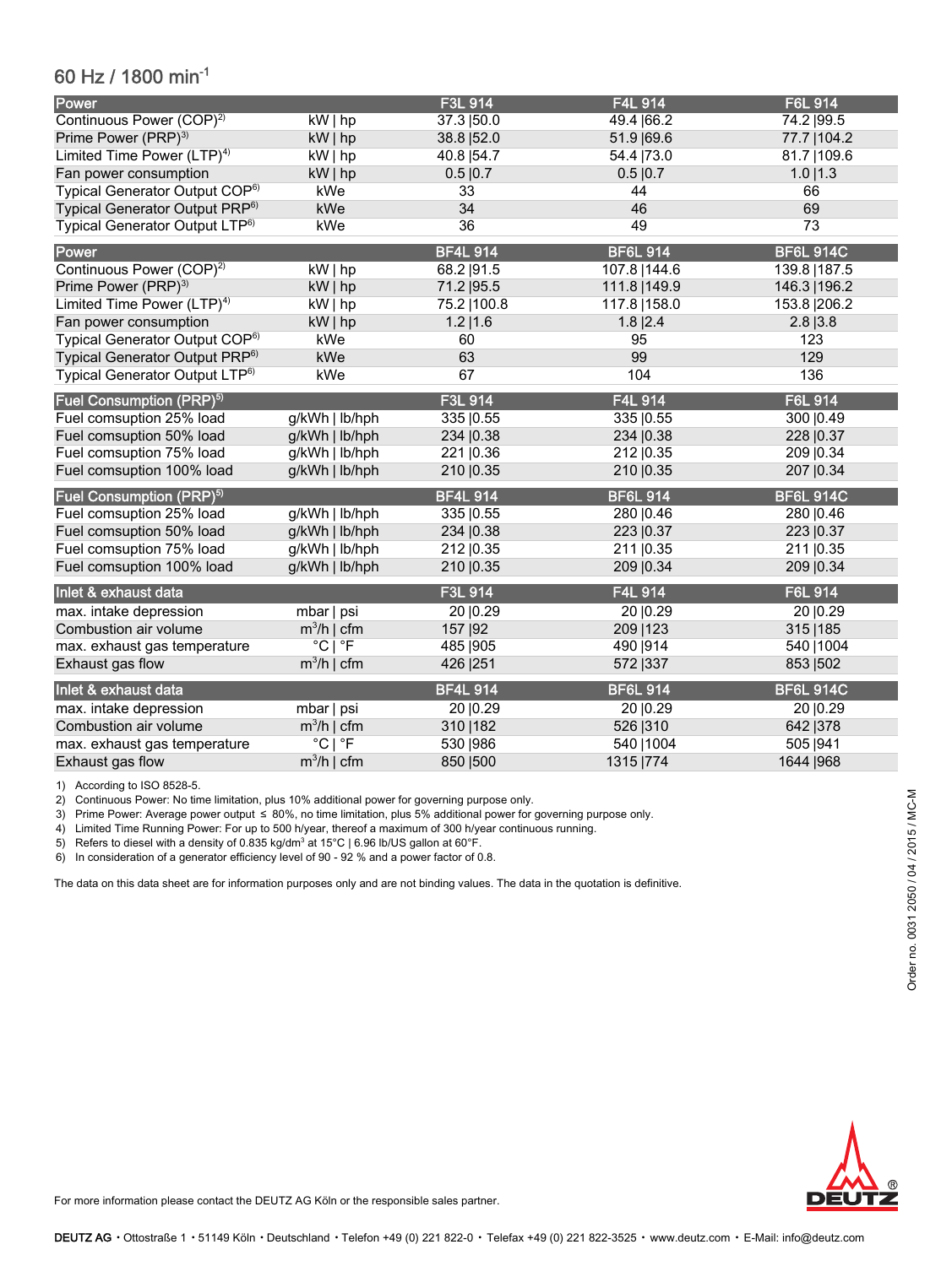## 60 Hz / 1800 min$^{-1}$

| Power | | F3L 914 | F4L 914 | F6L 914 |
|---|---|---|---|---|
| Continuous Power (COP)[2] | kW \| hp | 37.3 \|50.0 | 49.4 \|66.2 | 74.2 \|99.5 |
| Prime Power (PRP)[3] | kW \| hp | 38.8 \|52.0 | 51.9 \|69.6 | 77.7 \|104.2 |
| Limited Time Power (LTP)[4] | kW \| hp | 40.8 \|54.7 | 54.4 \|73.0 | 81.7 \|109.6 |
| Fan power consumption | kW \| hp | 0.5 \|0.7 | 0.5 \|0.7 | 1.0 \|1.3 |
| Typical Generator Output COP[6] | kWe | 33 | 44 | 66 |
| Typical Generator Output PRP[6] | kWe | 34 | 46 | 69 |
| Typical Generator Output LTP[6] | kWe | 36 | 49 | 73 |

| Power | | BF4L 914 | BF6L 914 | BF6L 914C |
|---|---|---|---|---|
| Continuous Power (COP)[2] | kW \| hp | 68.2 \|91.5 | 107.8 \|144.6 | 139.8 \|187.5 |
| Prime Power (PRP)[3] | kW \| hp | 71.2 \|95.5 | 111.8 \|149.9 | 146.3 \|196.2 |
| Limited Time Power (LTP)[4] | kW \| hp | 75.2 \|100.8 | 117.8 \|158.0 | 153.8 \|206.2 |
| Fan power consumption | kW \| hp | 1.2 \|1.6 | 1.8 \|2.4 | 2.8 \|3.8 |
| Typical Generator Output COP[6] | kWe | 60 | 95 | 123 |
| Typical Generator Output PRP[6] | kWe | 63 | 99 | 129 |
| Typical Generator Output LTP[6] | kWe | 67 | 104 | 136 |

| Fuel Consumption (PRP)[5] | | F3L 914 | F4L 914 | F6L 914 |
|---|---|---|---|---|
| Fuel comsuption 25% load | g/kWh \| lb/hph | 335 \|0.55 | 335 \|0.55 | 300 \|0.49 |
| Fuel comsuption 50% load | g/kWh \| lb/hph | 234 \|0.38 | 234 \|0.38 | 228 \|0.37 |
| Fuel comsuption 75% load | g/kWh \| lb/hph | 221 \|0.36 | 212 \|0.35 | 209 \|0.34 |
| Fuel comsuption 100% load | g/kWh \| lb/hph | 210 \|0.35 | 210 \|0.35 | 207 \|0.34 |

| Fuel Consumption (PRP)[5] | | BF4L 914 | BF6L 914 | BF6L 914C |
|---|---|---|---|---|
| Fuel comsuption 25% load | g/kWh \| lb/hph | 335 \|0.55 | 280 \|0.46 | 280 \|0.46 |
| Fuel comsuption 50% load | g/kWh \| lb/hph | 234 \|0.38 | 223 \|0.37 | 223 \|0.37 |
| Fuel comsuption 75% load | g/kWh \| lb/hph | 212 \|0.35 | 211 \|0.35 | 211 \|0.35 |
| Fuel comsuption 100% load | g/kWh \| lb/hph | 210 \|0.35 | 209 \|0.34 | 209 \|0.34 |

| Inlet & exhaust data | | F3L 914 | F4L 914 | F6L 914 |
|---|---|---|---|---|
| max. intake depression | mbar \| psi | 20 \|0.29 | 20 \|0.29 | 20 \|0.29 |
| Combustion air volume | m³/h \| cfm | 157 \|92 | 209 \|123 | 315 \|185 |
| max. exhaust gas temperature | °C \| °F | 485 \|905 | 490 \|914 | 540 \|1004 |
| Exhaust gas flow | m³/h \| cfm | 426 \|251 | 572 \|337 | 853 \|502 |

| Inlet & exhaust data | | BF4L 914 | BF6L 914 | BF6L 914C |
|---|---|---|---|---|
| max. intake depression | mbar \| psi | 20 \|0.29 | 20 \|0.29 | 20 \|0.29 |
| Combustion air volume | m³/h \| cfm | 310 \|182 | 526 \|310 | 642 \|378 |
| max. exhaust gas temperature | °C \| °F | 530 \|986 | 540 \|1004 | 505 \|941 |
| Exhaust gas flow | m³/h \| cfm | 850 \|500 | 1315 \|774 | 1644 \|968 |

1) According to ISO 8528-5.
2) Continuous Power: No time limitation, plus 10% additional power for governing purpose only.
3) Prime Power: Average power output ≤ 80%, no time limitation, plus 5% additional power for governing purpose only.
4) Limited Time Running Power: For up to 500 h/year, thereof a maximum of 300 h/year continuous running.
5) Refers to diesel with a density of 0.835 kg/dm³ at 15°C | 6.96 lb/US gallon at 60°F.
6) In consideration of a generator efficiency level of 90 - 92 % and a power factor of 0.8.

The data on this data sheet are for information purposes only and are not binding values. The data in the quotation is definitive.

Order no. 0031 2050 / 04 / 2015 / MC-M

For more information please contact the DEUTZ AG Köln or the responsible sales partner.

DEUTZ

**DEUTZ AG** • Ottostraße 1 • 51149 Köln • Deutschland • Telefon +49 (0) 221 822-0 • Telefax +49 (0) 221 822-3525 • www.deutz.com • E-Mail: info@deutz.com